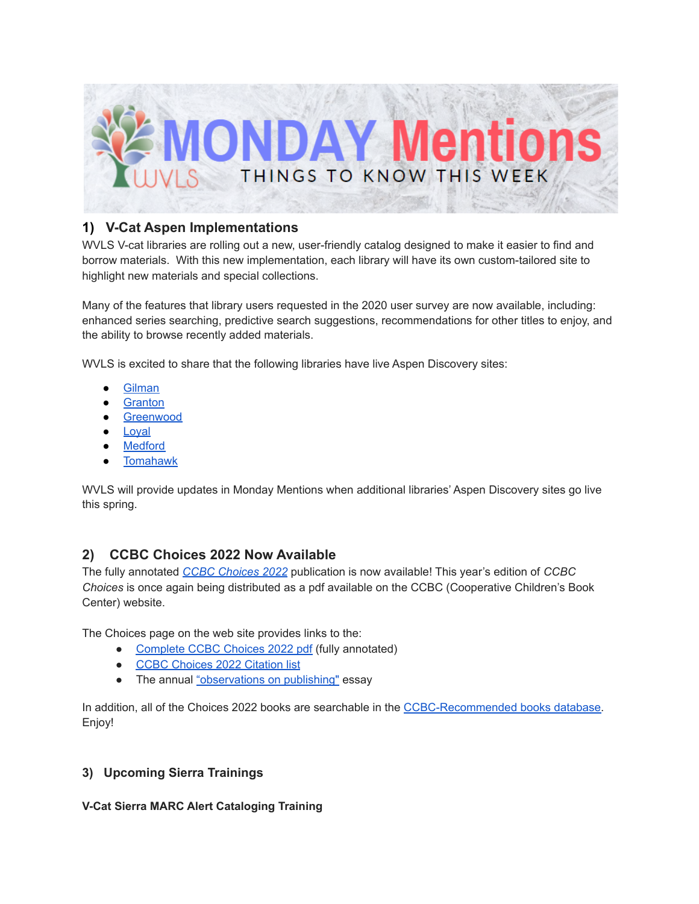# MONDAY Mentions

THINGS TO KNOW THIS WEEK

## 1) V-Cat Aspen Implementations

WVLS V-cat libraries are rolling out a new, user-friendly catalog designed to make it easier to find and borrow materials. With this new implementation, each library will have its own custom-tailored site to highlight new materials and special collections.

Many of the features that library users requested in the 2020 user survey are now available, including: enhanced series searching, predictive search suggestions, recommendations for other titles to enjoy, and the ability to browse recently added materials.

WVLS is excited to share that the following libraries have live Aspen Discovery sites:

- Gilman
- Granton
- Greenwood
- Loyal
- Medford
- Tomahawk

WVLS will provide updates in Monday Mentions when additional libraries' Aspen Discovery sites go live this spring.

## 2) CCBC Choices 2022 Now Available

The fully annotated *CCBC Choices 2022* publication is now available! This year's edition of *CCBC Choices* is once again being distributed as a pdf available on the CCBC (Cooperative Children's Book Center) website.

The Choices page on the web site provides links to the:

- Complete CCBC Choices 2022 pdf (fully annotated)
- CCBC Choices 2022 Citation list
- The annual "observations on publishing" essay

In addition, all of the Choices 2022 books are searchable in the CCBC-Recommended books database. Enjoy!

## 3) Upcoming Sierra Trainings

**V-Cat Sierra MARC Alert Cataloging Training**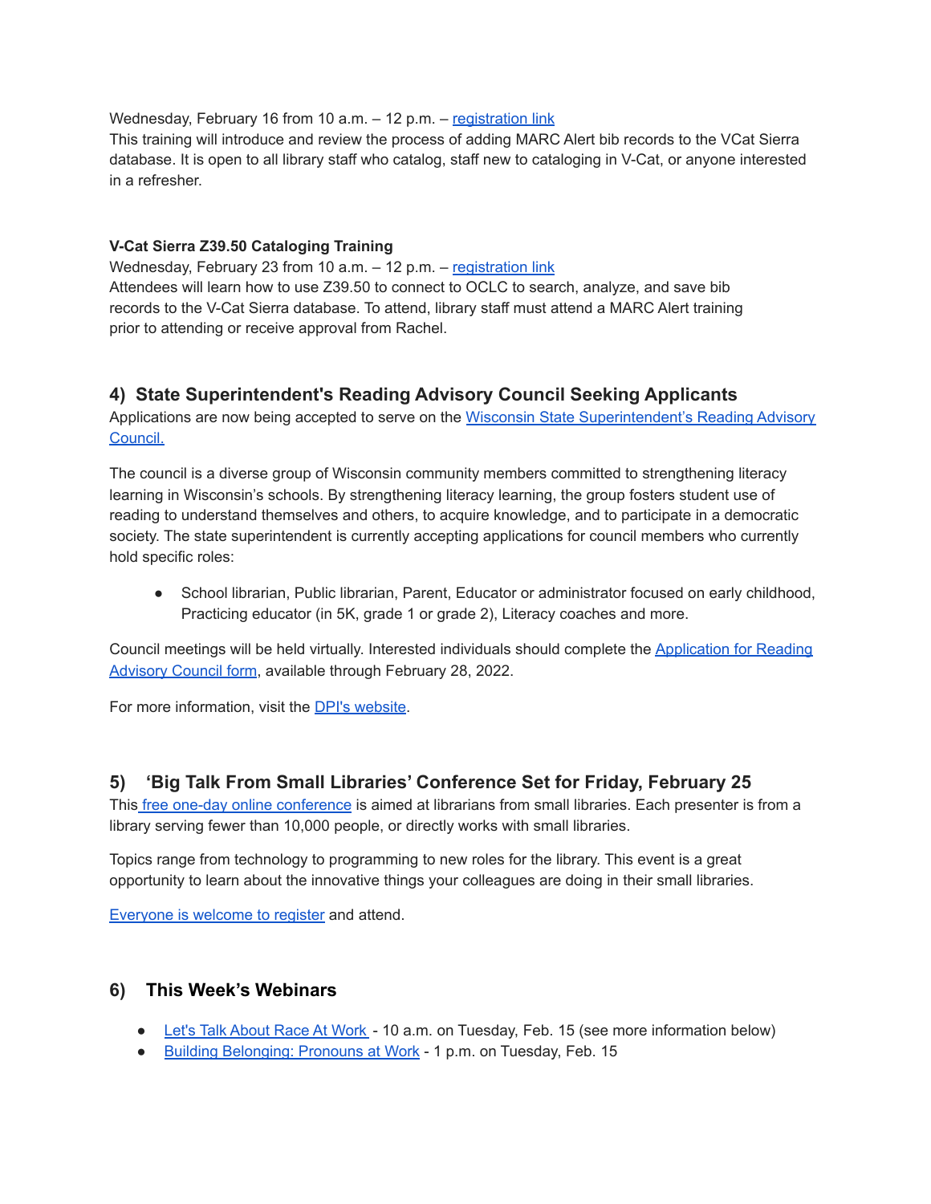Wednesday, February 16 from 10 a.m. – 12 p.m. – registration link
This training will introduce and review the process of adding MARC Alert bib records to the VCat Sierra database. It is open to all library staff who catalog, staff new to cataloging in V-Cat, or anyone interested in a refresher.

**V-Cat Sierra Z39.50 Cataloging Training**
Wednesday, February 23 from 10 a.m. – 12 p.m. – registration link
Attendees will learn how to use Z39.50 to connect to OCLC to search, analyze, and save bib records to the V-Cat Sierra database. To attend, library staff must attend a MARC Alert training prior to attending or receive approval from Rachel.

## 4) State Superintendent's Reading Advisory Council Seeking Applicants

Applications are now being accepted to serve on the Wisconsin State Superintendent's Reading Advisory Council.

The council is a diverse group of Wisconsin community members committed to strengthening literacy learning in Wisconsin's schools. By strengthening literacy learning, the group fosters student use of reading to understand themselves and others, to acquire knowledge, and to participate in a democratic society. The state superintendent is currently accepting applications for council members who currently hold specific roles:

- School librarian, Public librarian, Parent, Educator or administrator focused on early childhood, Practicing educator (in 5K, grade 1 or grade 2), Literacy coaches and more.

Council meetings will be held virtually. Interested individuals should complete the Application for Reading Advisory Council form, available through February 28, 2022.

For more information, visit the DPI's website.

## 5) 'Big Talk From Small Libraries' Conference Set for Friday, February 25

This free one-day online conference is aimed at librarians from small libraries. Each presenter is from a library serving fewer than 10,000 people, or directly works with small libraries.

Topics range from technology to programming to new roles for the library. This event is a great opportunity to learn about the innovative things your colleagues are doing in their small libraries.

Everyone is welcome to register and attend.

## 6) This Week's Webinars

- Let's Talk About Race At Work - 10 a.m. on Tuesday, Feb. 15 (see more information below)
- Building Belonging: Pronouns at Work - 1 p.m. on Tuesday, Feb. 15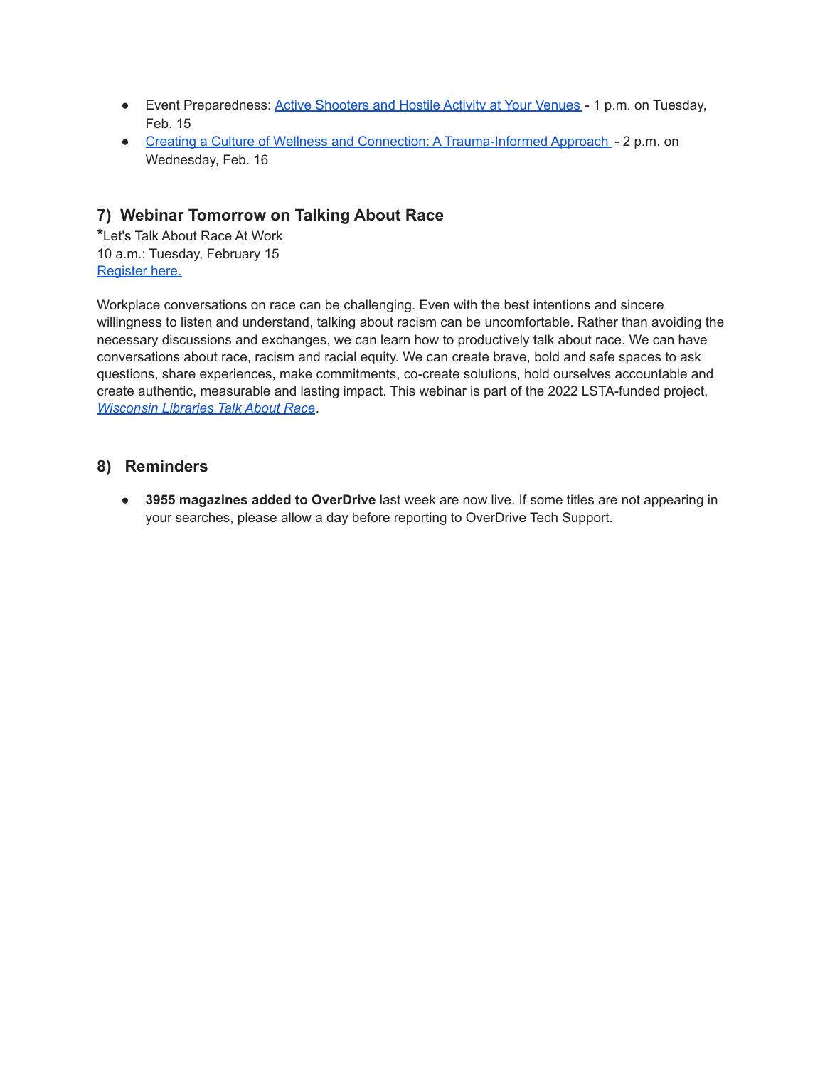- Event Preparedness: Active Shooters and Hostile Activity at Your Venues - 1 p.m. on Tuesday, Feb. 15
- Creating a Culture of Wellness and Connection: A Trauma-Informed Approach - 2 p.m. on Wednesday, Feb. 16

## 7) Webinar Tomorrow on Talking About Race

*Let's Talk About Race At Work
10 a.m.; Tuesday, February 15
Register here.

Workplace conversations on race can be challenging. Even with the best intentions and sincere willingness to listen and understand, talking about racism can be uncomfortable. Rather than avoiding the necessary discussions and exchanges, we can learn how to productively talk about race. We can have conversations about race, racism and racial equity. We can create brave, bold and safe spaces to ask questions, share experiences, make commitments, co-create solutions, hold ourselves accountable and create authentic, measurable and lasting impact. This webinar is part of the 2022 LSTA-funded project, *Wisconsin Libraries Talk About Race*.

## 8) Reminders

- **3955 magazines added to OverDrive** last week are now live. If some titles are not appearing in your searches, please allow a day before reporting to OverDrive Tech Support.